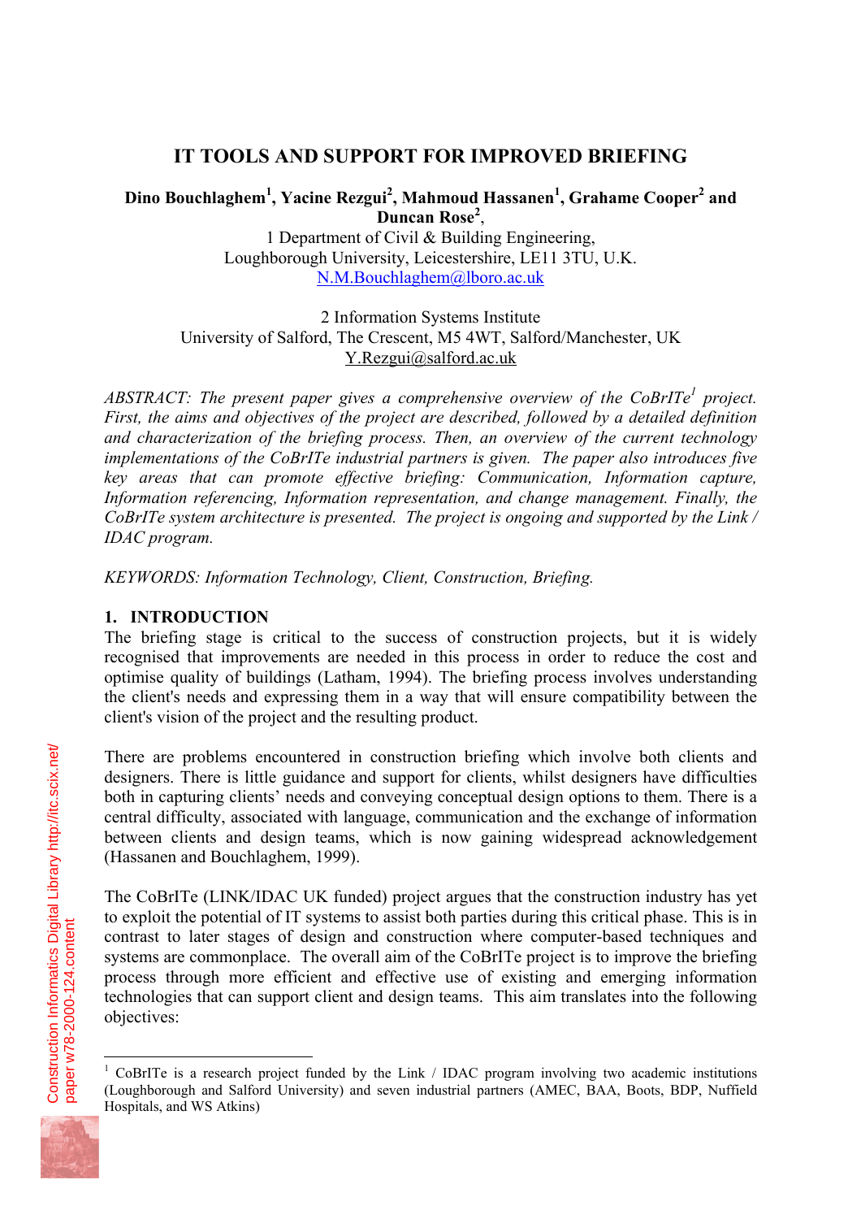# IT TOOLS AND SUPPORT FOR IMPROVED BRIEFING

**Dino Bouchlaghem[1], Yacine Rezgui[2], Mahmoud Hassanen[1], Grahame Cooper[2] and Duncan Rose[2],**

1 Department of Civil & Building Engineering,
Loughborough University, Leicestershire, LE11 3TU, U.K.
N.M.Bouchlaghem@lboro.ac.uk

2 Information Systems Institute
University of Salford, The Crescent, M5 4WT, Salford/Manchester, UK
Y.Rezgui@salford.ac.uk

*ABSTRACT: The present paper gives a comprehensive overview of the CoBrITe[1] project. First, the aims and objectives of the project are described, followed by a detailed definition and characterization of the briefing process. Then, an overview of the current technology implementations of the CoBrITe industrial partners is given. The paper also introduces five key areas that can promote effective briefing: Communication, Information capture, Information referencing, Information representation, and change management. Finally, the CoBrITe system architecture is presented. The project is ongoing and supported by the Link / IDAC program.*

*KEYWORDS: Information Technology, Client, Construction, Briefing.*

## 1. INTRODUCTION

The briefing stage is critical to the success of construction projects, but it is widely recognised that improvements are needed in this process in order to reduce the cost and optimise quality of buildings (Latham, 1994). The briefing process involves understanding the client's needs and expressing them in a way that will ensure compatibility between the client's vision of the project and the resulting product.

There are problems encountered in construction briefing which involve both clients and designers. There is little guidance and support for clients, whilst designers have difficulties both in capturing clients' needs and conveying conceptual design options to them. There is a central difficulty, associated with language, communication and the exchange of information between clients and design teams, which is now gaining widespread acknowledgement (Hassanen and Bouchlaghem, 1999).

The CoBrITe (LINK/IDAC UK funded) project argues that the construction industry has yet to exploit the potential of IT systems to assist both parties during this critical phase. This is in contrast to later stages of design and construction where computer-based techniques and systems are commonplace. The overall aim of the CoBrITe project is to improve the briefing process through more efficient and effective use of existing and emerging information technologies that can support client and design teams. This aim translates into the following objectives:

---

[1] CoBrITe is a research project funded by the Link / IDAC program involving two academic institutions (Loughborough and Salford University) and seven industrial partners (AMEC, BAA, Boots, BDP, Nuffield Hospitals, and WS Atkins)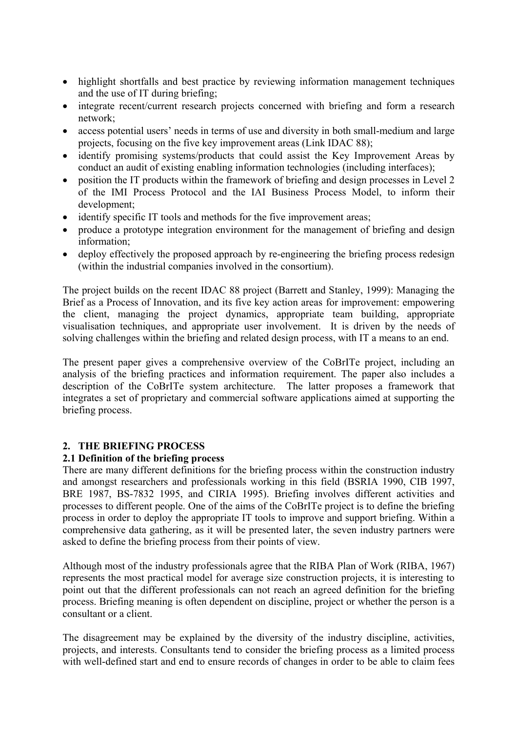- highlight shortfalls and best practice by reviewing information management techniques and the use of IT during briefing;
- integrate recent/current research projects concerned with briefing and form a research network;
- access potential users' needs in terms of use and diversity in both small-medium and large projects, focusing on the five key improvement areas (Link IDAC 88);
- identify promising systems/products that could assist the Key Improvement Areas by conduct an audit of existing enabling information technologies (including interfaces);
- position the IT products within the framework of briefing and design processes in Level 2 of the IMI Process Protocol and the IAI Business Process Model, to inform their development;
- identify specific IT tools and methods for the five improvement areas;
- produce a prototype integration environment for the management of briefing and design information;
- deploy effectively the proposed approach by re-engineering the briefing process redesign (within the industrial companies involved in the consortium).

The project builds on the recent IDAC 88 project (Barrett and Stanley, 1999): Managing the Brief as a Process of Innovation, and its five key action areas for improvement: empowering the client, managing the project dynamics, appropriate team building, appropriate visualisation techniques, and appropriate user involvement. It is driven by the needs of solving challenges within the briefing and related design process, with IT a means to an end.

The present paper gives a comprehensive overview of the CoBrITe project, including an analysis of the briefing practices and information requirement. The paper also includes a description of the CoBrITe system architecture. The latter proposes a framework that integrates a set of proprietary and commercial software applications aimed at supporting the briefing process.

## 2. THE BRIEFING PROCESS

### 2.1 Definition of the briefing process

There are many different definitions for the briefing process within the construction industry and amongst researchers and professionals working in this field (BSRIA 1990, CIB 1997, BRE 1987, BS-7832 1995, and CIRIA 1995). Briefing involves different activities and processes to different people. One of the aims of the CoBrITe project is to define the briefing process in order to deploy the appropriate IT tools to improve and support briefing. Within a comprehensive data gathering, as it will be presented later, the seven industry partners were asked to define the briefing process from their points of view.

Although most of the industry professionals agree that the RIBA Plan of Work (RIBA, 1967) represents the most practical model for average size construction projects, it is interesting to point out that the different professionals can not reach an agreed definition for the briefing process. Briefing meaning is often dependent on discipline, project or whether the person is a consultant or a client.

The disagreement may be explained by the diversity of the industry discipline, activities, projects, and interests. Consultants tend to consider the briefing process as a limited process with well-defined start and end to ensure records of changes in order to be able to claim fees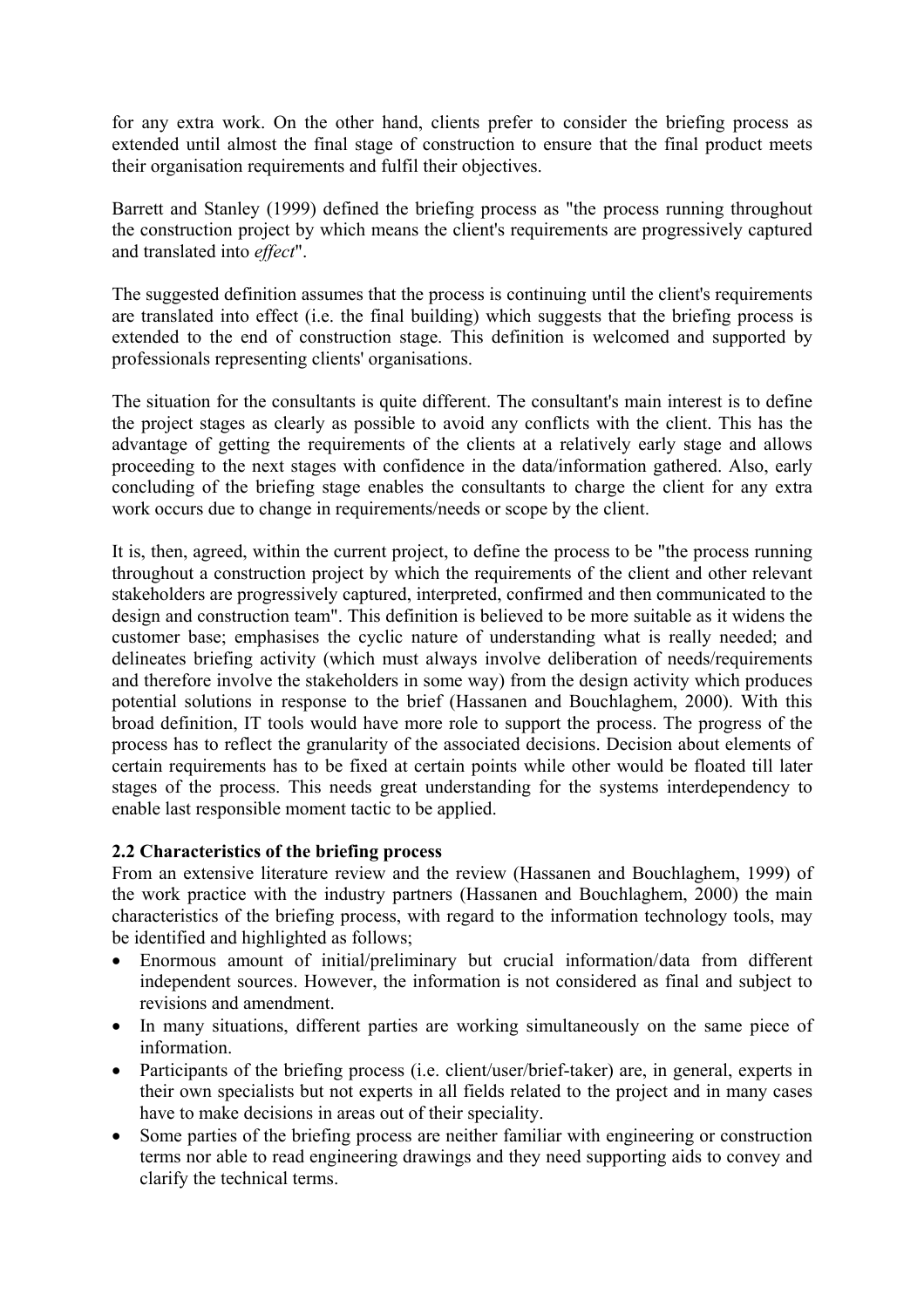for any extra work. On the other hand, clients prefer to consider the briefing process as extended until almost the final stage of construction to ensure that the final product meets their organisation requirements and fulfil their objectives.

Barrett and Stanley (1999) defined the briefing process as "the process running throughout the construction project by which means the client's requirements are progressively captured and translated into *effect*".

The suggested definition assumes that the process is continuing until the client's requirements are translated into effect (i.e. the final building) which suggests that the briefing process is extended to the end of construction stage. This definition is welcomed and supported by professionals representing clients' organisations.

The situation for the consultants is quite different. The consultant's main interest is to define the project stages as clearly as possible to avoid any conflicts with the client. This has the advantage of getting the requirements of the clients at a relatively early stage and allows proceeding to the next stages with confidence in the data/information gathered. Also, early concluding of the briefing stage enables the consultants to charge the client for any extra work occurs due to change in requirements/needs or scope by the client.

It is, then, agreed, within the current project, to define the process to be "the process running throughout a construction project by which the requirements of the client and other relevant stakeholders are progressively captured, interpreted, confirmed and then communicated to the design and construction team". This definition is believed to be more suitable as it widens the customer base; emphasises the cyclic nature of understanding what is really needed; and delineates briefing activity (which must always involve deliberation of needs/requirements and therefore involve the stakeholders in some way) from the design activity which produces potential solutions in response to the brief (Hassanen and Bouchlaghem, 2000). With this broad definition, IT tools would have more role to support the process. The progress of the process has to reflect the granularity of the associated decisions. Decision about elements of certain requirements has to be fixed at certain points while other would be floated till later stages of the process. This needs great understanding for the systems interdependency to enable last responsible moment tactic to be applied.

**2.2 Characteristics of the briefing process**

From an extensive literature review and the review (Hassanen and Bouchlaghem, 1999) of the work practice with the industry partners (Hassanen and Bouchlaghem, 2000) the main characteristics of the briefing process, with regard to the information technology tools, may be identified and highlighted as follows;

- Enormous amount of initial/preliminary but crucial information/data from different independent sources. However, the information is not considered as final and subject to revisions and amendment.
- In many situations, different parties are working simultaneously on the same piece of information.
- Participants of the briefing process (i.e. client/user/brief-taker) are, in general, experts in their own specialists but not experts in all fields related to the project and in many cases have to make decisions in areas out of their speciality.
- Some parties of the briefing process are neither familiar with engineering or construction terms nor able to read engineering drawings and they need supporting aids to convey and clarify the technical terms.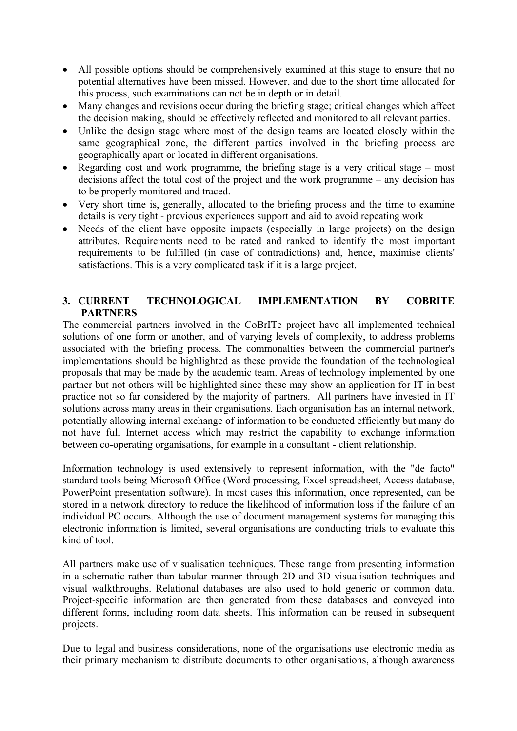- All possible options should be comprehensively examined at this stage to ensure that no potential alternatives have been missed. However, and due to the short time allocated for this process, such examinations can not be in depth or in detail.
- Many changes and revisions occur during the briefing stage; critical changes which affect the decision making, should be effectively reflected and monitored to all relevant parties.
- Unlike the design stage where most of the design teams are located closely within the same geographical zone, the different parties involved in the briefing process are geographically apart or located in different organisations.
- Regarding cost and work programme, the briefing stage is a very critical stage – most decisions affect the total cost of the project and the work programme – any decision has to be properly monitored and traced.
- Very short time is, generally, allocated to the briefing process and the time to examine details is very tight - previous experiences support and aid to avoid repeating work
- Needs of the client have opposite impacts (especially in large projects) on the design attributes. Requirements need to be rated and ranked to identify the most important requirements to be fulfilled (in case of contradictions) and, hence, maximise clients' satisfactions. This is a very complicated task if it is a large project.

## 3. CURRENT TECHNOLOGICAL IMPLEMENTATION BY COBRITE PARTNERS

The commercial partners involved in the CoBrITe project have all implemented technical solutions of one form or another, and of varying levels of complexity, to address problems associated with the briefing process. The commonalties between the commercial partner's implementations should be highlighted as these provide the foundation of the technological proposals that may be made by the academic team. Areas of technology implemented by one partner but not others will be highlighted since these may show an application for IT in best practice not so far considered by the majority of partners. All partners have invested in IT solutions across many areas in their organisations. Each organisation has an internal network, potentially allowing internal exchange of information to be conducted efficiently but many do not have full Internet access which may restrict the capability to exchange information between co-operating organisations, for example in a consultant - client relationship.

Information technology is used extensively to represent information, with the "de facto" standard tools being Microsoft Office (Word processing, Excel spreadsheet, Access database, PowerPoint presentation software). In most cases this information, once represented, can be stored in a network directory to reduce the likelihood of information loss if the failure of an individual PC occurs. Although the use of document management systems for managing this electronic information is limited, several organisations are conducting trials to evaluate this kind of tool.

All partners make use of visualisation techniques. These range from presenting information in a schematic rather than tabular manner through 2D and 3D visualisation techniques and visual walkthroughs. Relational databases are also used to hold generic or common data. Project-specific information are then generated from these databases and conveyed into different forms, including room data sheets. This information can be reused in subsequent projects.

Due to legal and business considerations, none of the organisations use electronic media as their primary mechanism to distribute documents to other organisations, although awareness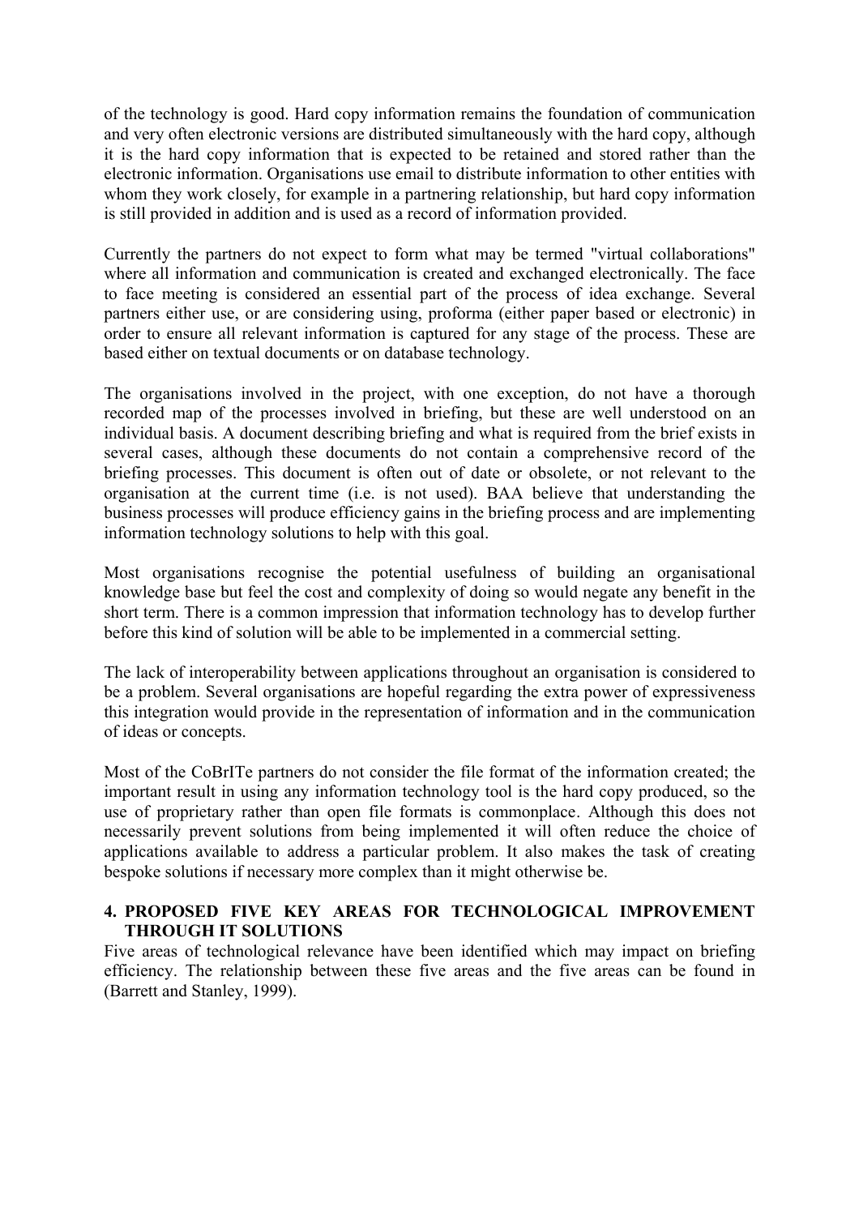of the technology is good. Hard copy information remains the foundation of communication and very often electronic versions are distributed simultaneously with the hard copy, although it is the hard copy information that is expected to be retained and stored rather than the electronic information. Organisations use email to distribute information to other entities with whom they work closely, for example in a partnering relationship, but hard copy information is still provided in addition and is used as a record of information provided.

Currently the partners do not expect to form what may be termed "virtual collaborations" where all information and communication is created and exchanged electronically. The face to face meeting is considered an essential part of the process of idea exchange. Several partners either use, or are considering using, proforma (either paper based or electronic) in order to ensure all relevant information is captured for any stage of the process. These are based either on textual documents or on database technology.

The organisations involved in the project, with one exception, do not have a thorough recorded map of the processes involved in briefing, but these are well understood on an individual basis. A document describing briefing and what is required from the brief exists in several cases, although these documents do not contain a comprehensive record of the briefing processes. This document is often out of date or obsolete, or not relevant to the organisation at the current time (i.e. is not used). BAA believe that understanding the business processes will produce efficiency gains in the briefing process and are implementing information technology solutions to help with this goal.

Most organisations recognise the potential usefulness of building an organisational knowledge base but feel the cost and complexity of doing so would negate any benefit in the short term. There is a common impression that information technology has to develop further before this kind of solution will be able to be implemented in a commercial setting.

The lack of interoperability between applications throughout an organisation is considered to be a problem. Several organisations are hopeful regarding the extra power of expressiveness this integration would provide in the representation of information and in the communication of ideas or concepts.

Most of the CoBrITe partners do not consider the file format of the information created; the important result in using any information technology tool is the hard copy produced, so the use of proprietary rather than open file formats is commonplace. Although this does not necessarily prevent solutions from being implemented it will often reduce the choice of applications available to address a particular problem. It also makes the task of creating bespoke solutions if necessary more complex than it might otherwise be.

## 4. PROPOSED FIVE KEY AREAS FOR TECHNOLOGICAL IMPROVEMENT THROUGH IT SOLUTIONS

Five areas of technological relevance have been identified which may impact on briefing efficiency. The relationship between these five areas and the five areas can be found in (Barrett and Stanley, 1999).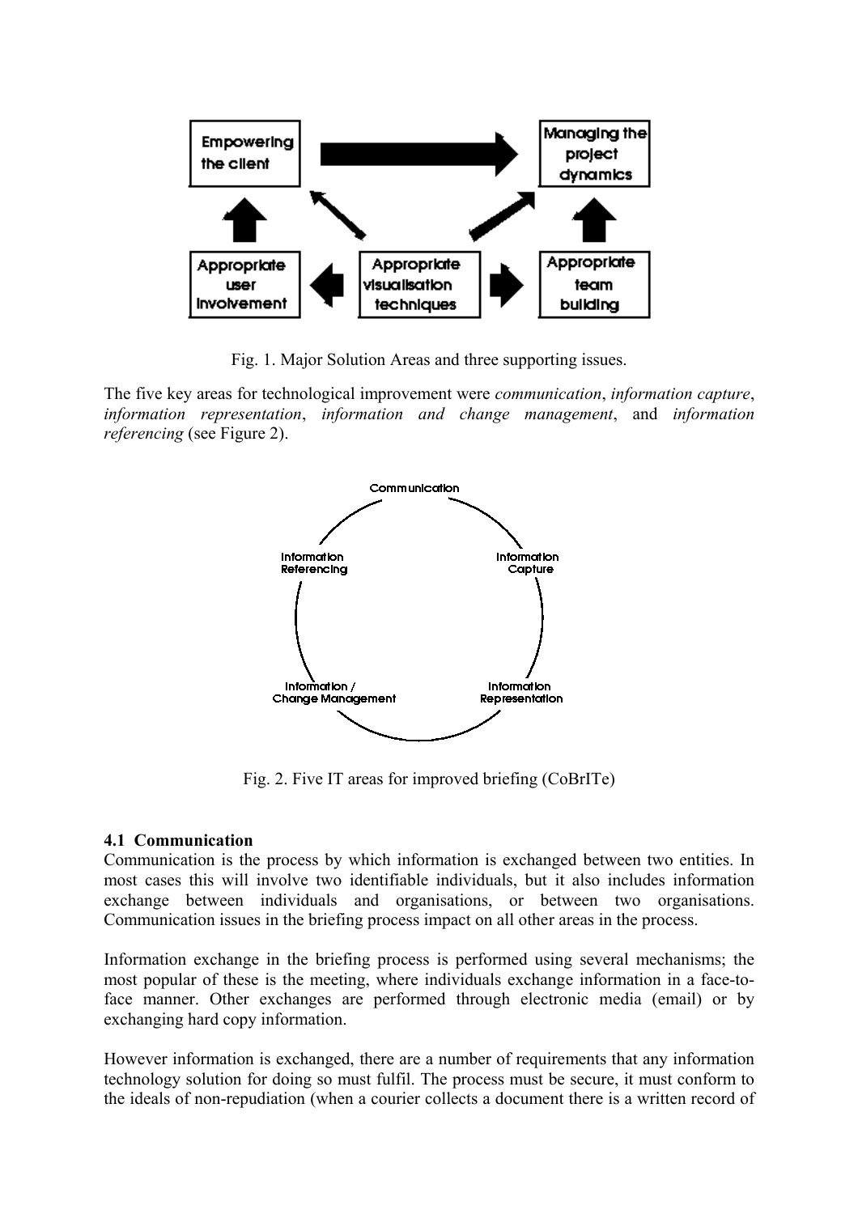Fig. 1. Major Solution Areas and three supporting issues.

The five key areas for technological improvement were *communication*, *information capture*, *information representation*, *information and change management*, and *information referencing* (see Figure 2).

Fig. 2. Five IT areas for improved briefing (CoBrITe)

### 4.1 Communication

Communication is the process by which information is exchanged between two entities. In most cases this will involve two identifiable individuals, but it also includes information exchange between individuals and organisations, or between two organisations. Communication issues in the briefing process impact on all other areas in the process.

Information exchange in the briefing process is performed using several mechanisms; the most popular of these is the meeting, where individuals exchange information in a face-to-face manner. Other exchanges are performed through electronic media (email) or by exchanging hard copy information.

However information is exchanged, there are a number of requirements that any information technology solution for doing so must fulfil. The process must be secure, it must conform to the ideals of non-repudiation (when a courier collects a document there is a written record of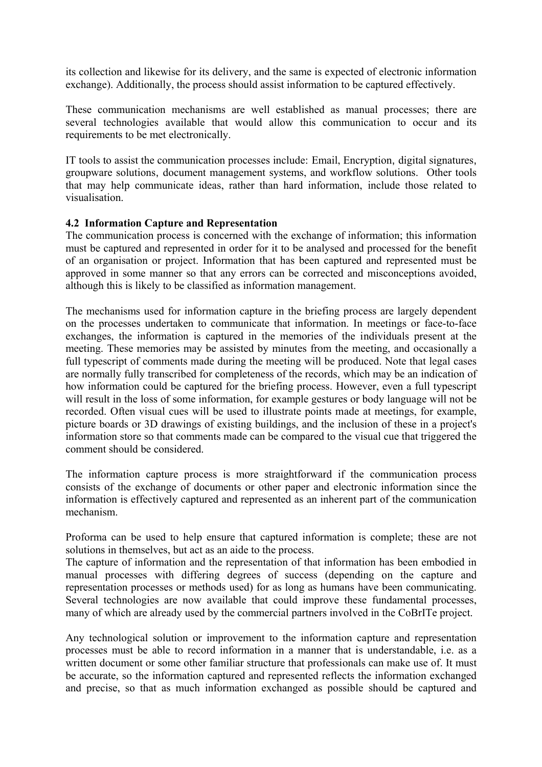its collection and likewise for its delivery, and the same is expected of electronic information exchange). Additionally, the process should assist information to be captured effectively.

These communication mechanisms are well established as manual processes; there are several technologies available that would allow this communication to occur and its requirements to be met electronically.

IT tools to assist the communication processes include: Email, Encryption, digital signatures, groupware solutions, document management systems, and workflow solutions. Other tools that may help communicate ideas, rather than hard information, include those related to visualisation.

### 4.2 Information Capture and Representation

The communication process is concerned with the exchange of information; this information must be captured and represented in order for it to be analysed and processed for the benefit of an organisation or project. Information that has been captured and represented must be approved in some manner so that any errors can be corrected and misconceptions avoided, although this is likely to be classified as information management.

The mechanisms used for information capture in the briefing process are largely dependent on the processes undertaken to communicate that information. In meetings or face-to-face exchanges, the information is captured in the memories of the individuals present at the meeting. These memories may be assisted by minutes from the meeting, and occasionally a full typescript of comments made during the meeting will be produced. Note that legal cases are normally fully transcribed for completeness of the records, which may be an indication of how information could be captured for the briefing process. However, even a full typescript will result in the loss of some information, for example gestures or body language will not be recorded. Often visual cues will be used to illustrate points made at meetings, for example, picture boards or 3D drawings of existing buildings, and the inclusion of these in a project's information store so that comments made can be compared to the visual cue that triggered the comment should be considered.

The information capture process is more straightforward if the communication process consists of the exchange of documents or other paper and electronic information since the information is effectively captured and represented as an inherent part of the communication mechanism.

Proforma can be used to help ensure that captured information is complete; these are not solutions in themselves, but act as an aide to the process.
The capture of information and the representation of that information has been embodied in manual processes with differing degrees of success (depending on the capture and representation processes or methods used) for as long as humans have been communicating. Several technologies are now available that could improve these fundamental processes, many of which are already used by the commercial partners involved in the CoBrITe project.

Any technological solution or improvement to the information capture and representation processes must be able to record information in a manner that is understandable, i.e. as a written document or some other familiar structure that professionals can make use of. It must be accurate, so the information captured and represented reflects the information exchanged and precise, so that as much information exchanged as possible should be captured and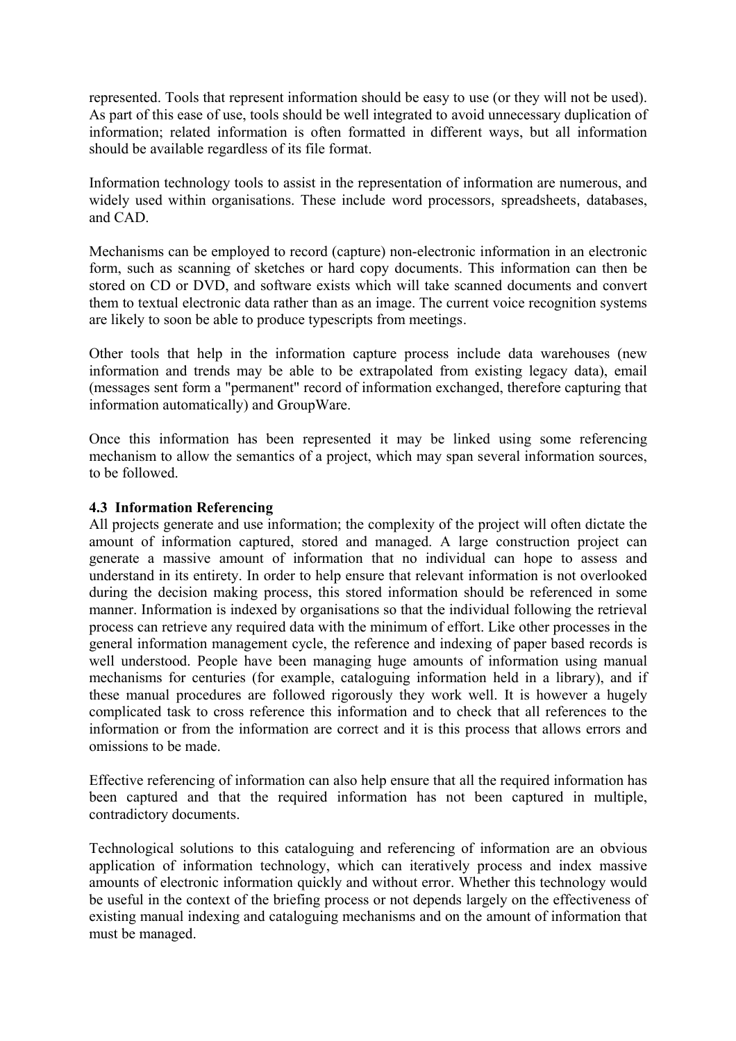represented. Tools that represent information should be easy to use (or they will not be used). As part of this ease of use, tools should be well integrated to avoid unnecessary duplication of information; related information is often formatted in different ways, but all information should be available regardless of its file format.

Information technology tools to assist in the representation of information are numerous, and widely used within organisations. These include word processors, spreadsheets, databases, and CAD.

Mechanisms can be employed to record (capture) non-electronic information in an electronic form, such as scanning of sketches or hard copy documents. This information can then be stored on CD or DVD, and software exists which will take scanned documents and convert them to textual electronic data rather than as an image. The current voice recognition systems are likely to soon be able to produce typescripts from meetings.

Other tools that help in the information capture process include data warehouses (new information and trends may be able to be extrapolated from existing legacy data), email (messages sent form a "permanent" record of information exchanged, therefore capturing that information automatically) and GroupWare.

Once this information has been represented it may be linked using some referencing mechanism to allow the semantics of a project, which may span several information sources, to be followed.

### 4.3 Information Referencing

All projects generate and use information; the complexity of the project will often dictate the amount of information captured, stored and managed. A large construction project can generate a massive amount of information that no individual can hope to assess and understand in its entirety. In order to help ensure that relevant information is not overlooked during the decision making process, this stored information should be referenced in some manner. Information is indexed by organisations so that the individual following the retrieval process can retrieve any required data with the minimum of effort. Like other processes in the general information management cycle, the reference and indexing of paper based records is well understood. People have been managing huge amounts of information using manual mechanisms for centuries (for example, cataloguing information held in a library), and if these manual procedures are followed rigorously they work well. It is however a hugely complicated task to cross reference this information and to check that all references to the information or from the information are correct and it is this process that allows errors and omissions to be made.

Effective referencing of information can also help ensure that all the required information has been captured and that the required information has not been captured in multiple, contradictory documents.

Technological solutions to this cataloguing and referencing of information are an obvious application of information technology, which can iteratively process and index massive amounts of electronic information quickly and without error. Whether this technology would be useful in the context of the briefing process or not depends largely on the effectiveness of existing manual indexing and cataloguing mechanisms and on the amount of information that must be managed.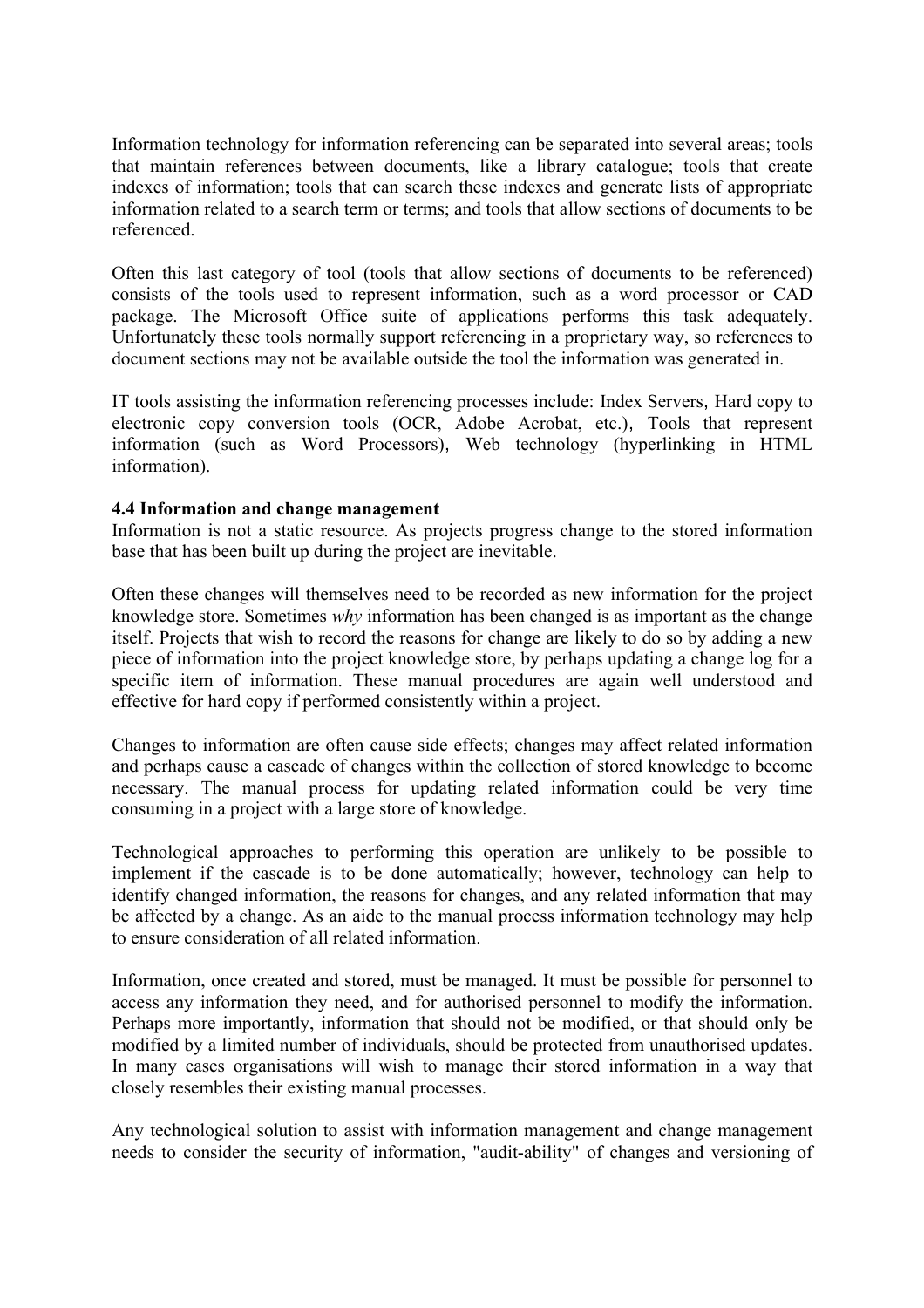Information technology for information referencing can be separated into several areas; tools that maintain references between documents, like a library catalogue; tools that create indexes of information; tools that can search these indexes and generate lists of appropriate information related to a search term or terms; and tools that allow sections of documents to be referenced.

Often this last category of tool (tools that allow sections of documents to be referenced) consists of the tools used to represent information, such as a word processor or CAD package. The Microsoft Office suite of applications performs this task adequately. Unfortunately these tools normally support referencing in a proprietary way, so references to document sections may not be available outside the tool the information was generated in.

IT tools assisting the information referencing processes include: Index Servers, Hard copy to electronic copy conversion tools (OCR, Adobe Acrobat, etc.), Tools that represent information (such as Word Processors), Web technology (hyperlinking in HTML information).

**4.4 Information and change management**

Information is not a static resource. As projects progress change to the stored information base that has been built up during the project are inevitable.

Often these changes will themselves need to be recorded as new information for the project knowledge store. Sometimes *why* information has been changed is as important as the change itself. Projects that wish to record the reasons for change are likely to do so by adding a new piece of information into the project knowledge store, by perhaps updating a change log for a specific item of information. These manual procedures are again well understood and effective for hard copy if performed consistently within a project.

Changes to information are often cause side effects; changes may affect related information and perhaps cause a cascade of changes within the collection of stored knowledge to become necessary. The manual process for updating related information could be very time consuming in a project with a large store of knowledge.

Technological approaches to performing this operation are unlikely to be possible to implement if the cascade is to be done automatically; however, technology can help to identify changed information, the reasons for changes, and any related information that may be affected by a change. As an aide to the manual process information technology may help to ensure consideration of all related information.

Information, once created and stored, must be managed. It must be possible for personnel to access any information they need, and for authorised personnel to modify the information. Perhaps more importantly, information that should not be modified, or that should only be modified by a limited number of individuals, should be protected from unauthorised updates. In many cases organisations will wish to manage their stored information in a way that closely resembles their existing manual processes.

Any technological solution to assist with information management and change management needs to consider the security of information, "audit-ability" of changes and versioning of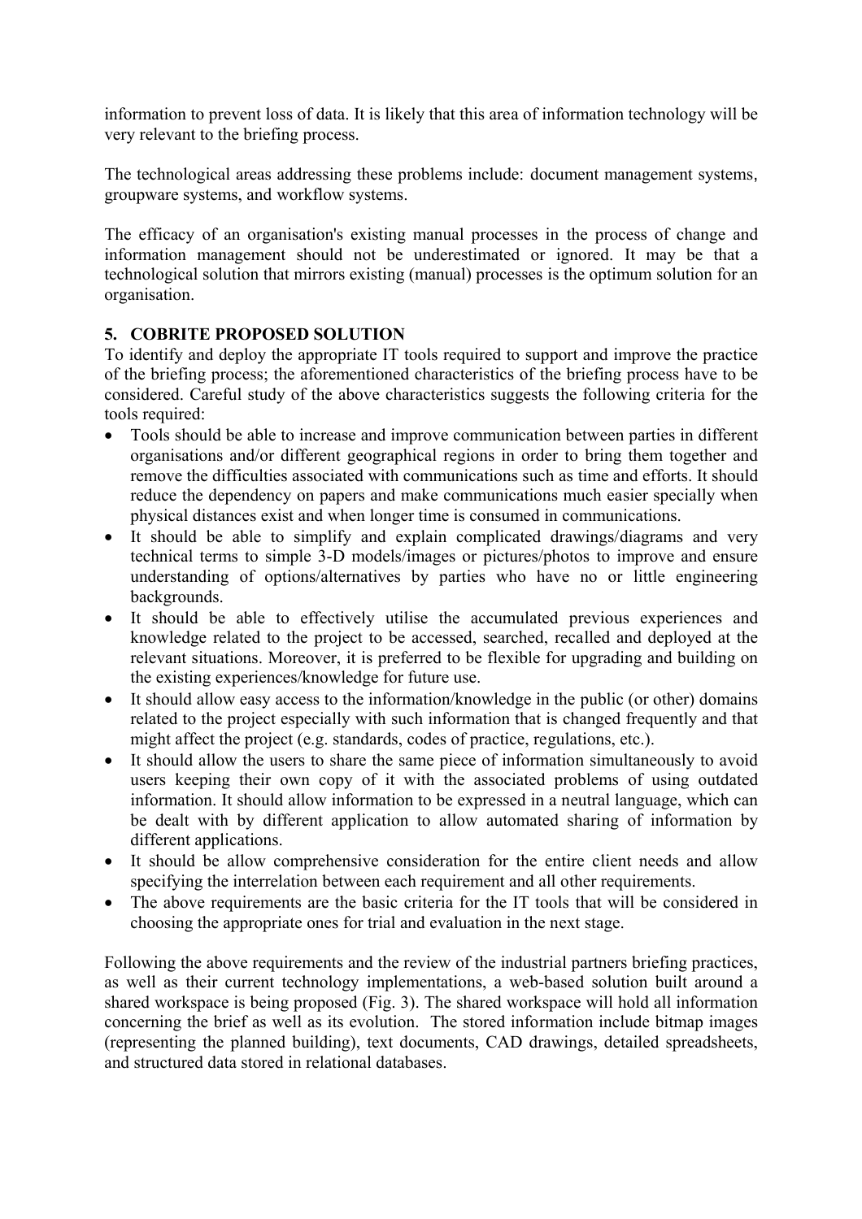information to prevent loss of data. It is likely that this area of information technology will be very relevant to the briefing process.

The technological areas addressing these problems include: document management systems, groupware systems, and workflow systems.

The efficacy of an organisation's existing manual processes in the process of change and information management should not be underestimated or ignored. It may be that a technological solution that mirrors existing (manual) processes is the optimum solution for an organisation.

## 5. COBRITE PROPOSED SOLUTION

To identify and deploy the appropriate IT tools required to support and improve the practice of the briefing process; the aforementioned characteristics of the briefing process have to be considered. Careful study of the above characteristics suggests the following criteria for the tools required:

- Tools should be able to increase and improve communication between parties in different organisations and/or different geographical regions in order to bring them together and remove the difficulties associated with communications such as time and efforts. It should reduce the dependency on papers and make communications much easier specially when physical distances exist and when longer time is consumed in communications.
- It should be able to simplify and explain complicated drawings/diagrams and very technical terms to simple 3-D models/images or pictures/photos to improve and ensure understanding of options/alternatives by parties who have no or little engineering backgrounds.
- It should be able to effectively utilise the accumulated previous experiences and knowledge related to the project to be accessed, searched, recalled and deployed at the relevant situations. Moreover, it is preferred to be flexible for upgrading and building on the existing experiences/knowledge for future use.
- It should allow easy access to the information/knowledge in the public (or other) domains related to the project especially with such information that is changed frequently and that might affect the project (e.g. standards, codes of practice, regulations, etc.).
- It should allow the users to share the same piece of information simultaneously to avoid users keeping their own copy of it with the associated problems of using outdated information. It should allow information to be expressed in a neutral language, which can be dealt with by different application to allow automated sharing of information by different applications.
- It should be allow comprehensive consideration for the entire client needs and allow specifying the interrelation between each requirement and all other requirements.
- The above requirements are the basic criteria for the IT tools that will be considered in choosing the appropriate ones for trial and evaluation in the next stage.

Following the above requirements and the review of the industrial partners briefing practices, as well as their current technology implementations, a web-based solution built around a shared workspace is being proposed (Fig. 3). The shared workspace will hold all information concerning the brief as well as its evolution. The stored information include bitmap images (representing the planned building), text documents, CAD drawings, detailed spreadsheets, and structured data stored in relational databases.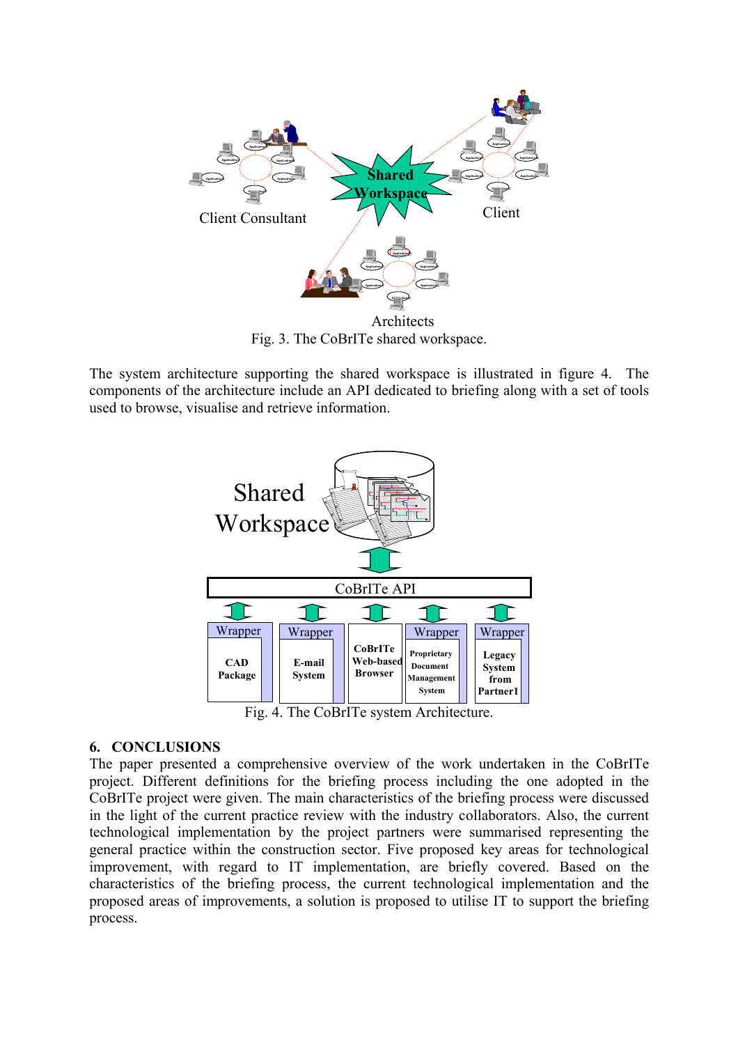Fig. 3. The CoBrITe shared workspace.

The system architecture supporting the shared workspace is illustrated in figure 4. The components of the architecture include an API dedicated to briefing along with a set of tools used to browse, visualise and retrieve information.

Fig. 4. The CoBrITe system Architecture.

## 6. CONCLUSIONS

The paper presented a comprehensive overview of the work undertaken in the CoBrITe project. Different definitions for the briefing process including the one adopted in the CoBrITe project were given. The main characteristics of the briefing process were discussed in the light of the current practice review with the industry collaborators. Also, the current technological implementation by the project partners were summarised representing the general practice within the construction sector. Five proposed key areas for technological improvement, with regard to IT implementation, are briefly covered. Based on the characteristics of the briefing process, the current technological implementation and the proposed areas of improvements, a solution is proposed to utilise IT to support the briefing process.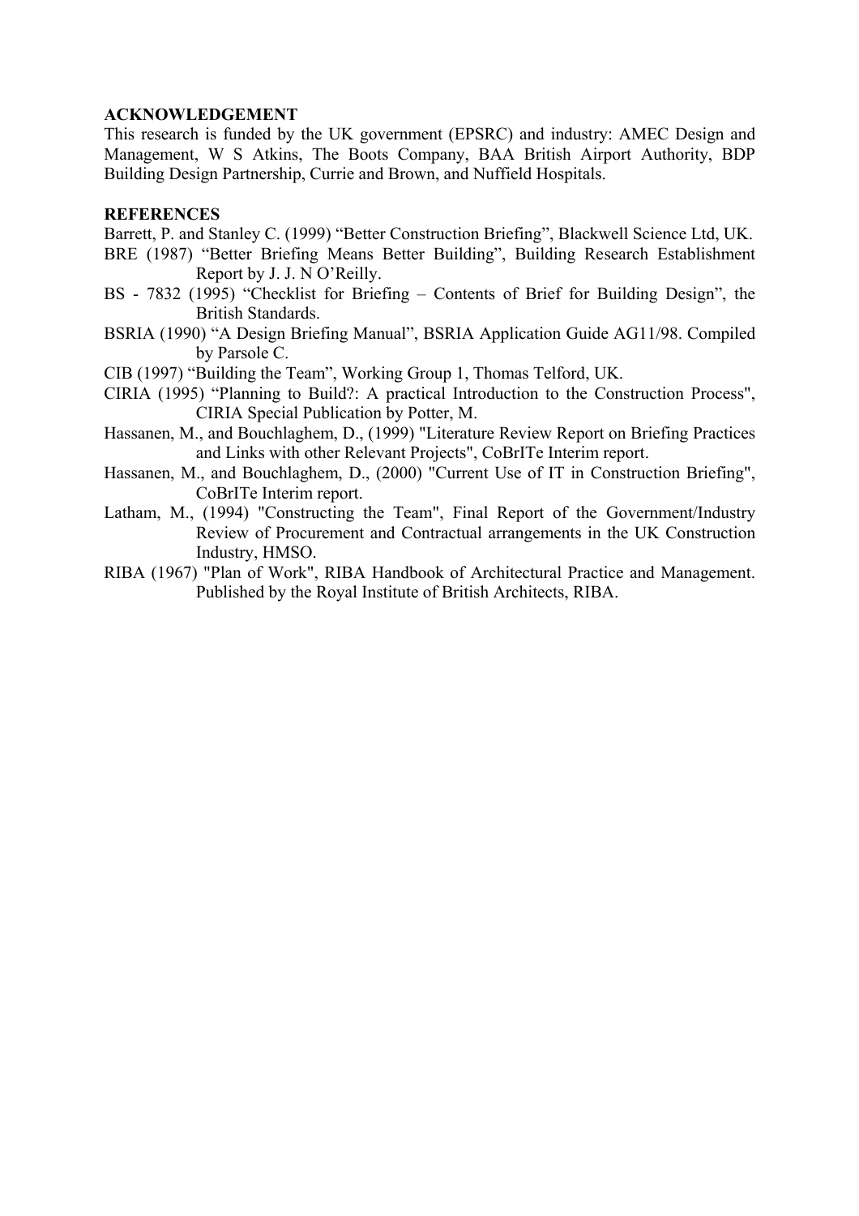**ACKNOWLEDGEMENT**

This research is funded by the UK government (EPSRC) and industry: AMEC Design and Management, W S Atkins, The Boots Company, BAA British Airport Authority, BDP Building Design Partnership, Currie and Brown, and Nuffield Hospitals.

**REFERENCES**

Barrett, P. and Stanley C. (1999) "Better Construction Briefing", Blackwell Science Ltd, UK.

BRE (1987) "Better Briefing Means Better Building", Building Research Establishment Report by J. J. N O'Reilly.

BS - 7832 (1995) "Checklist for Briefing – Contents of Brief for Building Design", the British Standards.

BSRIA (1990) "A Design Briefing Manual", BSRIA Application Guide AG11/98. Compiled by Parsole C.

CIB (1997) "Building the Team", Working Group 1, Thomas Telford, UK.

CIRIA (1995) "Planning to Build?: A practical Introduction to the Construction Process", CIRIA Special Publication by Potter, M.

Hassanen, M., and Bouchlaghem, D., (1999) "Literature Review Report on Briefing Practices and Links with other Relevant Projects", CoBrITe Interim report.

Hassanen, M., and Bouchlaghem, D., (2000) "Current Use of IT in Construction Briefing", CoBrITe Interim report.

Latham, M., (1994) "Constructing the Team", Final Report of the Government/Industry Review of Procurement and Contractual arrangements in the UK Construction Industry, HMSO.

RIBA (1967) "Plan of Work", RIBA Handbook of Architectural Practice and Management. Published by the Royal Institute of British Architects, RIBA.